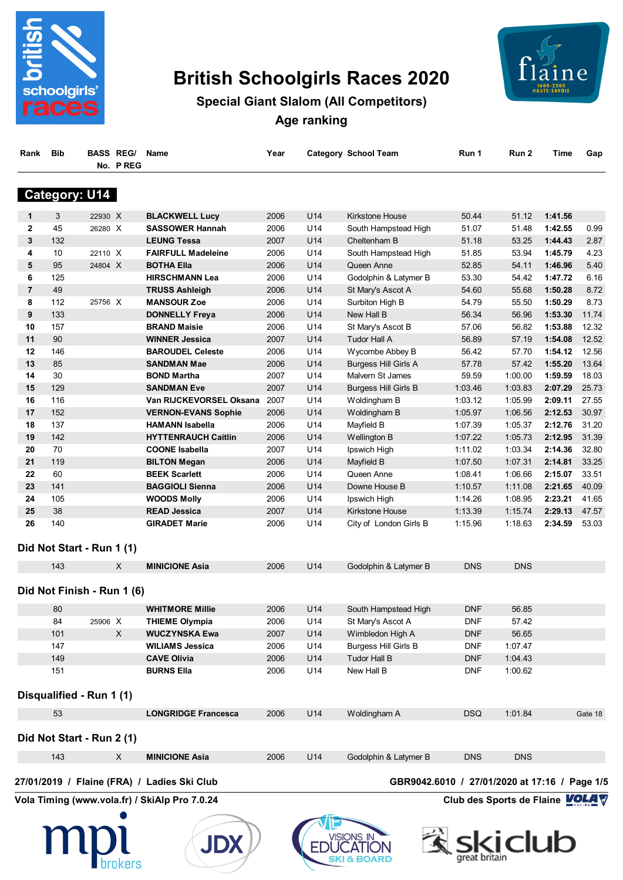# British Schoolgirls Races 2020

## Special Giant Slalom (All Competitors)

### Age ranking

### Category: U14

| Rank | Bib | BASS No. | REG/ P REG | Name | Year | Category | School Team | Run 1 | Run 2 | Time | Gap |
|---|---|---|---|---|---|---|---|---|---|---|---|
| 1 | 3 | 22930 | X | BLACKWELL Lucy | 2006 | U14 | Kirkstone House | 50.44 | 51.12 | 1:41.56 | |
| 2 | 45 | 26280 | X | SASSOWER Hannah | 2006 | U14 | South Hampstead High | 51.07 | 51.48 | 1:42.55 | 0.99 |
| 3 | 132 | | | LEUNG Tessa | 2007 | U14 | Cheltenham B | 51.18 | 53.25 | 1:44.43 | 2.87 |
| 4 | 10 | 22110 | X | FAIRFULL Madeleine | 2006 | U14 | South Hampstead High | 51.85 | 53.94 | 1:45.79 | 4.23 |
| 5 | 95 | 24804 | X | BOTHA Ella | 2006 | U14 | Queen Anne | 52.85 | 54.11 | 1:46.96 | 5.40 |
| 6 | 125 | | | HIRSCHMANN Lea | 2006 | U14 | Godolphin & Latymer B | 53.30 | 54.42 | 1:47.72 | 6.16 |
| 7 | 49 | | | TRUSS Ashleigh | 2006 | U14 | St Mary's Ascot A | 54.60 | 55.68 | 1:50.28 | 8.72 |
| 8 | 112 | 25756 | X | MANSOUR Zoe | 2006 | U14 | Surbiton High B | 54.79 | 55.50 | 1:50.29 | 8.73 |
| 9 | 133 | | | DONNELLY Freya | 2006 | U14 | New Hall B | 56.34 | 56.96 | 1:53.30 | 11.74 |
| 10 | 157 | | | BRAND Maisie | 2006 | U14 | St Mary's Ascot B | 57.06 | 56.82 | 1:53.88 | 12.32 |
| 11 | 90 | | | WINNER Jessica | 2007 | U14 | Tudor Hall A | 56.89 | 57.19 | 1:54.08 | 12.52 |
| 12 | 146 | | | BAROUDEL Celeste | 2006 | U14 | Wycombe Abbey B | 56.42 | 57.70 | 1:54.12 | 12.56 |
| 13 | 85 | | | SANDMAN Mae | 2006 | U14 | Burgess Hill Girls A | 57.78 | 57.42 | 1:55.20 | 13.64 |
| 14 | 30 | | | BOND Martha | 2007 | U14 | Malvern St James | 59.59 | 1:00.00 | 1:59.59 | 18.03 |
| 15 | 129 | | | SANDMAN Eve | 2007 | U14 | Burgess Hill Girls B | 1:03.46 | 1:03.83 | 2:07.29 | 25.73 |
| 16 | 116 | | | Van RIJCKEVORSEL Oksana | 2007 | U14 | Woldingham B | 1:03.12 | 1:05.99 | 2:09.11 | 27.55 |
| 17 | 152 | | | VERNON-EVANS Sophie | 2006 | U14 | Woldingham B | 1:05.97 | 1:06.56 | 2:12.53 | 30.97 |
| 18 | 137 | | | HAMANN Isabella | 2006 | U14 | Mayfield B | 1:07.39 | 1:05.37 | 2:12.76 | 31.20 |
| 19 | 142 | | | HYTTENRAUCH Caitlin | 2006 | U14 | Wellington B | 1:07.22 | 1:05.73 | 2:12.95 | 31.39 |
| 20 | 70 | | | COONE Isabella | 2007 | U14 | Ipswich High | 1:11.02 | 1:03.34 | 2:14.36 | 32.80 |
| 21 | 119 | | | BILTON Megan | 2006 | U14 | Mayfield B | 1:07.50 | 1:07.31 | 2:14.81 | 33.25 |
| 22 | 60 | | | BEEK Scarlett | 2006 | U14 | Queen Anne | 1:08.41 | 1:06.66 | 2:15.07 | 33.51 |
| 23 | 141 | | | BAGGIOLI Sienna | 2006 | U14 | Downe House B | 1:10.57 | 1:11.08 | 2:21.65 | 40.09 |
| 24 | 105 | | | WOODS Molly | 2006 | U14 | Ipswich High | 1:14.26 | 1:08.95 | 2:23.21 | 41.65 |
| 25 | 38 | | | READ Jessica | 2007 | U14 | Kirkstone House | 1:13.39 | 1:15.74 | 2:29.13 | 47.57 |
| 26 | 140 | | | GIRADET Marie | 2006 | U14 | City of London Girls B | 1:15.96 | 1:18.63 | 2:34.59 | 53.03 |

### Did Not Start - Run 1 (1)

| Bib | BASS No. | REG/ P REG | Name | Year | Category | School Team | Run 1 | Run 2 |
|---|---|---|---|---|---|---|---|---|
| 143 | | X | MINICIONE Asia | 2006 | U14 | Godolphin & Latymer B | DNS | DNS |

### Did Not Finish - Run 1 (6)

| Bib | BASS No. | REG/ P REG | Name | Year | Category | School Team | Run 1 | Run 2 |
|---|---|---|---|---|---|---|---|---|
| 80 | | | WHITMORE Millie | 2006 | U14 | South Hampstead High | DNF | 56.85 |
| 84 | 25906 | X | THIEME Olympia | 2006 | U14 | St Mary's Ascot A | DNF | 57.42 |
| 101 | | X | WUCZYNSKA Ewa | 2007 | U14 | Wimbledon High A | DNF | 56.65 |
| 147 | | | WILIAMS Jessica | 2006 | U14 | Burgess Hill Girls B | DNF | 1:07.47 |
| 149 | | | CAVE Olivia | 2006 | U14 | Tudor Hall B | DNF | 1:04.43 |
| 151 | | | BURNS Ella | 2006 | U14 | New Hall B | DNF | 1:00.62 |

### Disqualified - Run 1 (1)

| Bib | BASS No. | REG/ P REG | Name | Year | Category | School Team | Run 1 | Run 2 | Gap |
|---|---|---|---|---|---|---|---|---|---|
| 53 | | | LONGRIDGE Francesca | 2006 | U14 | Woldingham A | DSQ | 1:01.84 | Gate 18 |

### Did Not Start - Run 2 (1)

| Bib | BASS No. | REG/ P REG | Name | Year | Category | School Team | Run 1 | Run 2 |
|---|---|---|---|---|---|---|---|---|
| 143 | | X | MINICIONE Asia | 2006 | U14 | Godolphin & Latymer B | DNS | DNS |

27/01/2019 / Flaine (FRA) / Ladies Ski Club — GBR9042.6010 / 27/01/2020 at 17:16

Vola Timing (www.vola.fr) / SkiAlp Pro 7.0.24 — Club des Sports de Flaine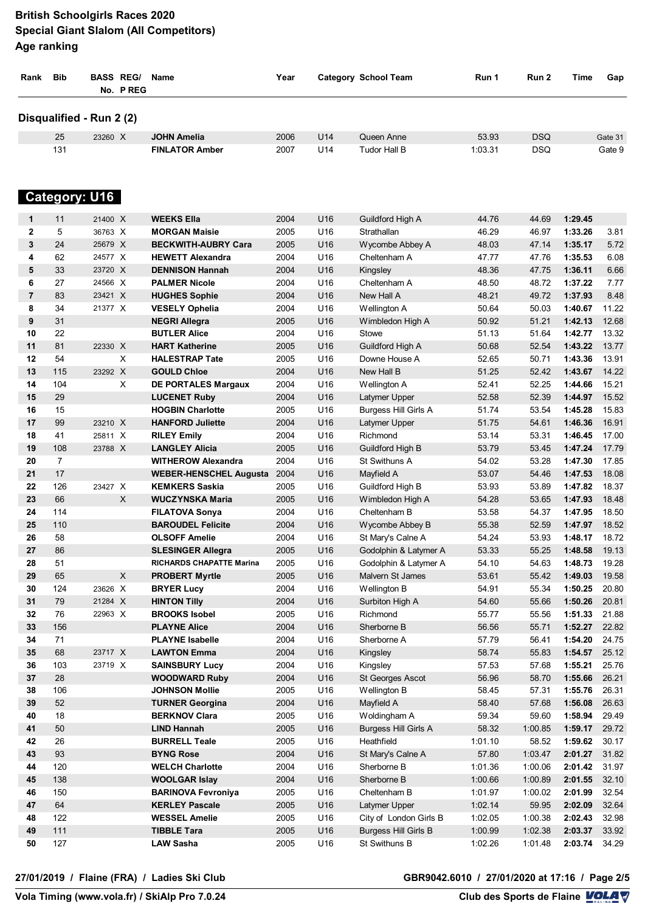# British Schoolgirls Races 2020
## Special Giant Slalom (All Competitors)
### Age ranking

| Rank | Bib | BASS No. | REG/ P REG | Name | Year | Category | School Team | Run 1 | Run 2 | Time | Gap |
|---|---|---|---|---|---|---|---|---|---|---|---|
| **Disqualified - Run 2 (2)** | | | | | | | | | | | |
| | 25 | 23260 | X | **JOHN Amelia** | 2006 | U14 | Queen Anne | 53.93 | DSQ | | Gate 31 |
| | 131 | | | **FINLATOR Amber** | 2007 | U14 | Tudor Hall B | 1:03.31 | DSQ | | Gate 9 |

## Category: U16

| Rank | Bib | BASS No. | REG/ P REG | Name | Year | Category | School Team | Run 1 | Run 2 | Time | Gap |
|---|---|---|---|---|---|---|---|---|---|---|---|
| 1 | 11 | 21400 | X | **WEEKS Ella** | 2004 | U16 | Guildford High A | 44.76 | 44.69 | **1:29.45** | |
| 2 | 5 | 36763 | X | **MORGAN Maisie** | 2005 | U16 | Strathallan | 46.29 | 46.97 | **1:33.26** | 3.81 |
| 3 | 24 | 25679 | X | **BECKWITH-AUBRY Cara** | 2005 | U16 | Wycombe Abbey A | 48.03 | 47.14 | **1:35.17** | 5.72 |
| 4 | 62 | 24577 | X | **HEWETT Alexandra** | 2004 | U16 | Cheltenham A | 47.77 | 47.76 | **1:35.53** | 6.08 |
| 5 | 33 | 23720 | X | **DENNISON Hannah** | 2004 | U16 | Kingsley | 48.36 | 47.75 | **1:36.11** | 6.66 |
| 6 | 27 | 24566 | X | **PALMER Nicole** | 2004 | U16 | Cheltenham A | 48.50 | 48.72 | **1:37.22** | 7.77 |
| 7 | 83 | 23421 | X | **HUGHES Sophie** | 2004 | U16 | New Hall A | 48.21 | 49.72 | **1:37.93** | 8.48 |
| 8 | 34 | 21377 | X | **VESELY Ophelia** | 2004 | U16 | Wellington A | 50.64 | 50.03 | **1:40.67** | 11.22 |
| 9 | 31 | | | **NEGRI Allegra** | 2005 | U16 | Wimbledon High A | 50.92 | 51.21 | **1:42.13** | 12.68 |
| 10 | 22 | | | **BUTLER Alice** | 2004 | U16 | Stowe | 51.13 | 51.64 | **1:42.77** | 13.32 |
| 11 | 81 | 22330 | X | **HART Katherine** | 2005 | U16 | Guildford High A | 50.68 | 52.54 | **1:43.22** | 13.77 |
| 12 | 54 | | X | **HALESTRAP Tate** | 2005 | U16 | Downe House A | 52.65 | 50.71 | **1:43.36** | 13.91 |
| 13 | 115 | 23292 | X | **GOULD Chloe** | 2004 | U16 | New Hall B | 51.25 | 52.42 | **1:43.67** | 14.22 |
| 14 | 104 | | X | **DE PORTALES Margaux** | 2004 | U16 | Wellington A | 52.41 | 52.25 | **1:44.66** | 15.21 |
| 15 | 29 | | | **LUCENET Ruby** | 2004 | U16 | Latymer Upper | 52.58 | 52.39 | **1:44.97** | 15.52 |
| 16 | 15 | | | **HOGBIN Charlotte** | 2005 | U16 | Burgess Hill Girls A | 51.74 | 53.54 | **1:45.28** | 15.83 |
| 17 | 99 | 23210 | X | **HANFORD Juliette** | 2004 | U16 | Latymer Upper | 51.75 | 54.61 | **1:46.36** | 16.91 |
| 18 | 41 | 25811 | X | **RILEY Emily** | 2004 | U16 | Richmond | 53.14 | 53.31 | **1:46.45** | 17.00 |
| 19 | 108 | 23788 | X | **LANGLEY Alicia** | 2005 | U16 | Guildford High B | 53.79 | 53.45 | **1:47.24** | 17.79 |
| 20 | 7 | | | **WITHEROW Alexandra** | 2004 | U16 | St Swithuns A | 54.02 | 53.28 | **1:47.30** | 17.85 |
| 21 | 17 | | | **WEBER-HENSCHEL Augusta** | 2004 | U16 | Mayfield A | 53.07 | 54.46 | **1:47.53** | 18.08 |
| 22 | 126 | 23427 | X | **KEMKERS Saskia** | 2005 | U16 | Guildford High B | 53.93 | 53.89 | **1:47.82** | 18.37 |
| 23 | 66 | | X | **WUCZYNSKA Maria** | 2005 | U16 | Wimbledon High A | 54.28 | 53.65 | **1:47.93** | 18.48 |
| 24 | 114 | | | **FILATOVA Sonya** | 2004 | U16 | Cheltenham B | 53.58 | 54.37 | **1:47.95** | 18.50 |
| 25 | 110 | | | **BAROUDEL Felicite** | 2004 | U16 | Wycombe Abbey B | 55.38 | 52.59 | **1:47.97** | 18.52 |
| 26 | 58 | | | **OLSOFF Amelie** | 2004 | U16 | St Mary's Calne A | 54.24 | 53.93 | **1:48.17** | 18.72 |
| 27 | 86 | | | **SLESINGER Allegra** | 2005 | U16 | Godolphin & Latymer A | 53.33 | 55.25 | **1:48.58** | 19.13 |
| 28 | 51 | | | **RICHARDS CHAPATTE Marina** | 2005 | U16 | Godolphin & Latymer A | 54.10 | 54.63 | **1:48.73** | 19.28 |
| 29 | 65 | | X | **PROBERT Myrtle** | 2005 | U16 | Malvern St James | 53.61 | 55.42 | **1:49.03** | 19.58 |
| 30 | 124 | 23626 | X | **BRYER Lucy** | 2004 | U16 | Wellington B | 54.91 | 55.34 | **1:50.25** | 20.80 |
| 31 | 79 | 21284 | X | **HINTON Tilly** | 2004 | U16 | Surbiton High A | 54.60 | 55.66 | **1:50.26** | 20.81 |
| 32 | 76 | 22963 | X | **BROOKS Isobel** | 2005 | U16 | Richmond | 55.77 | 55.56 | **1:51.33** | 21.88 |
| 33 | 156 | | | **PLAYNE Alice** | 2004 | U16 | Sherborne B | 56.56 | 55.71 | **1:52.27** | 22.82 |
| 34 | 71 | | | **PLAYNE Isabelle** | 2004 | U16 | Sherborne A | 57.79 | 56.41 | **1:54.20** | 24.75 |
| 35 | 68 | 23717 | X | **LAWTON Emma** | 2004 | U16 | Kingsley | 58.74 | 55.83 | **1:54.57** | 25.12 |
| 36 | 103 | 23719 | X | **SAINSBURY Lucy** | 2004 | U16 | Kingsley | 57.53 | 57.68 | **1:55.21** | 25.76 |
| 37 | 28 | | | **WOODWARD Ruby** | 2004 | U16 | St Georges Ascot | 56.96 | 58.70 | **1:55.66** | 26.21 |
| 38 | 106 | | | **JOHNSON Mollie** | 2005 | U16 | Wellington B | 58.45 | 57.31 | **1:55.76** | 26.31 |
| 39 | 52 | | | **TURNER Georgina** | 2004 | U16 | Mayfield A | 58.40 | 57.68 | **1:56.08** | 26.63 |
| 40 | 18 | | | **BERKNOV Clara** | 2005 | U16 | Woldingham A | 59.34 | 59.60 | **1:58.94** | 29.49 |
| 41 | 50 | | | **LIND Hannah** | 2005 | U16 | Burgess Hill Girls A | 58.32 | 1:00.85 | **1:59.17** | 29.72 |
| 42 | 26 | | | **BURRELL Teale** | 2005 | U16 | Heathfield | 1:01.10 | 58.52 | **1:59.62** | 30.17 |
| 43 | 93 | | | **BYNG Rose** | 2004 | U16 | St Mary's Calne A | 57.80 | 1:03.47 | **2:01.27** | 31.82 |
| 44 | 120 | | | **WELCH Charlotte** | 2004 | U16 | Sherborne B | 1:01.36 | 1:00.06 | **2:01.42** | 31.97 |
| 45 | 138 | | | **WOOLGAR Islay** | 2004 | U16 | Sherborne B | 1:00.66 | 1:00.89 | **2:01.55** | 32.10 |
| 46 | 150 | | | **BARINOVA Fevroniya** | 2005 | U16 | Cheltenham B | 1:01.97 | 1:00.02 | **2:01.99** | 32.54 |
| 47 | 64 | | | **KERLEY Pascale** | 2005 | U16 | Latymer Upper | 1:02.14 | 59.95 | **2:02.09** | 32.64 |
| 48 | 122 | | | **WESSEL Amelie** | 2005 | U16 | City of London Girls B | 1:02.05 | 1:00.38 | **2:02.43** | 32.98 |
| 49 | 111 | | | **TIBBLE Tara** | 2005 | U16 | Burgess Hill Girls B | 1:00.99 | 1:02.38 | **2:03.37** | 33.92 |
| 50 | 127 | | | **LAW Sasha** | 2005 | U16 | St Swithuns B | 1:02.26 | 1:01.48 | **2:03.74** | 34.29 |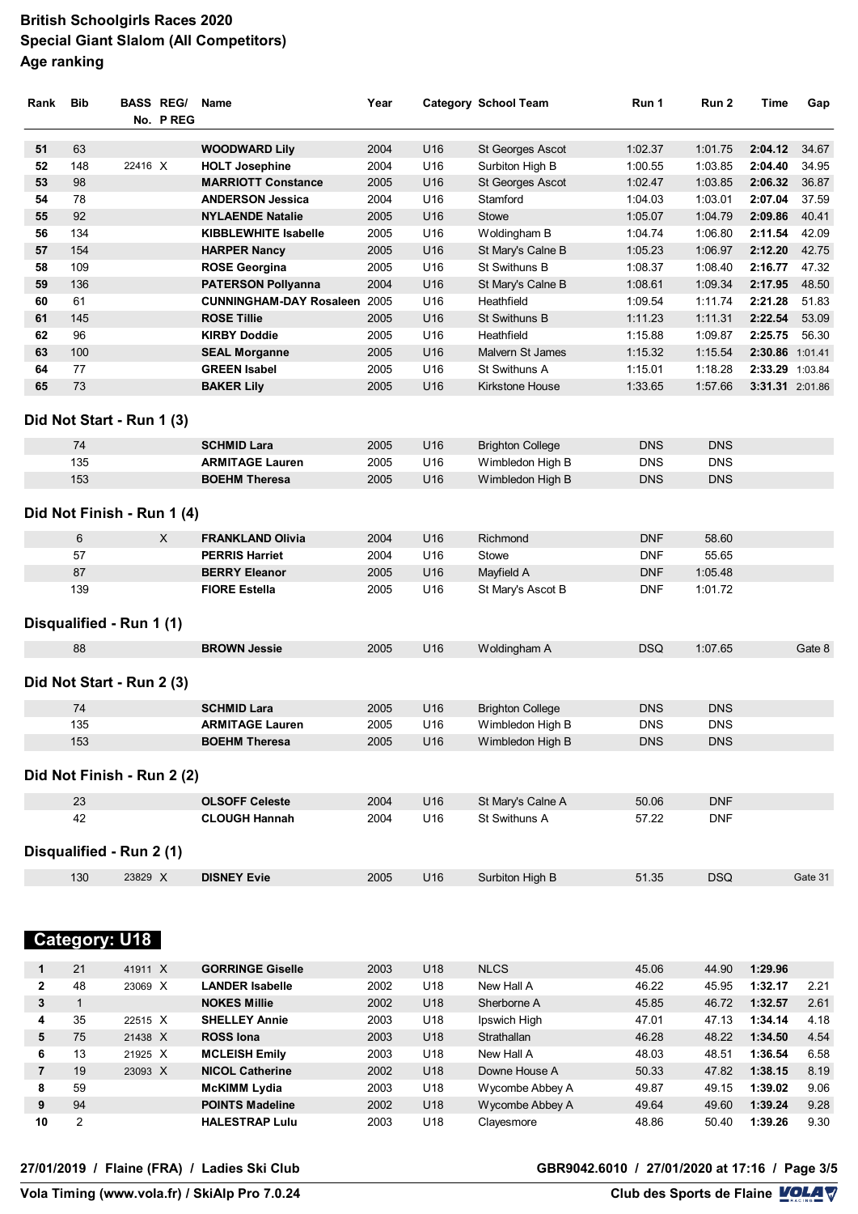# British Schoolgirls Races 2020
## Special Giant Slalom (All Competitors)
### Age ranking

| Rank | Bib | BASS No. | REG/ P REG | Name | Year | Category | School Team | Run 1 | Run 2 | Time | Gap |
|---|---|---|---|---|---|---|---|---|---|---|---|
| 51 | 63 | | | **WOODWARD Lily** | 2004 | U16 | St Georges Ascot | 1:02.37 | 1:01.75 | **2:04.12** | 34.67 |
| 52 | 148 | 22416 | X | **HOLT Josephine** | 2004 | U16 | Surbiton High B | 1:00.55 | 1:03.85 | **2:04.40** | 34.95 |
| 53 | 98 | | | **MARRIOTT Constance** | 2005 | U16 | St Georges Ascot | 1:02.47 | 1:03.85 | **2:06.32** | 36.87 |
| 54 | 78 | | | **ANDERSON Jessica** | 2004 | U16 | Stamford | 1:04.03 | 1:03.01 | **2:07.04** | 37.59 |
| 55 | 92 | | | **NYLAENDE Natalie** | 2005 | U16 | Stowe | 1:05.07 | 1:04.79 | **2:09.86** | 40.41 |
| 56 | 134 | | | **KIBBLEWHITE Isabelle** | 2005 | U16 | Woldingham B | 1:04.74 | 1:06.80 | **2:11.54** | 42.09 |
| 57 | 154 | | | **HARPER Nancy** | 2005 | U16 | St Mary's Calne B | 1:05.23 | 1:06.97 | **2:12.20** | 42.75 |
| 58 | 109 | | | **ROSE Georgina** | 2005 | U16 | St Swithuns B | 1:08.37 | 1:08.40 | **2:16.77** | 47.32 |
| 59 | 136 | | | **PATERSON Pollyanna** | 2004 | U16 | St Mary's Calne B | 1:08.61 | 1:09.34 | **2:17.95** | 48.50 |
| 60 | 61 | | | **CUNNINGHAM-DAY Rosaleen** | 2005 | U16 | Heathfield | 1:09.54 | 1:11.74 | **2:21.28** | 51.83 |
| 61 | 145 | | | **ROSE Tillie** | 2005 | U16 | St Swithuns B | 1:11.23 | 1:11.31 | **2:22.54** | 53.09 |
| 62 | 96 | | | **KIRBY Doddie** | 2005 | U16 | Heathfield | 1:15.88 | 1:09.87 | **2:25.75** | 56.30 |
| 63 | 100 | | | **SEAL Morganne** | 2005 | U16 | Malvern St James | 1:15.32 | 1:15.54 | **2:30.86** | 1:01.41 |
| 64 | 77 | | | **GREEN Isabel** | 2005 | U16 | St Swithuns A | 1:15.01 | 1:18.28 | **2:33.29** | 1:03.84 |
| 65 | 73 | | | **BAKER Lily** | 2005 | U16 | Kirkstone House | 1:33.65 | 1:57.66 | **3:31.31** | 2:01.86 |

### Did Not Start - Run 1 (3)

| Bib | BASS No. | REG/ P REG | Name | Year | Category | School Team | Run 1 | Run 2 |
|---|---|---|---|---|---|---|---|---|
| 74 | | | **SCHMID Lara** | 2005 | U16 | Brighton College | DNS | DNS |
| 135 | | | **ARMITAGE Lauren** | 2005 | U16 | Wimbledon High B | DNS | DNS |
| 153 | | | **BOEHM Theresa** | 2005 | U16 | Wimbledon High B | DNS | DNS |

### Did Not Finish - Run 1 (4)

| Bib | BASS No. | REG/ P REG | Name | Year | Category | School Team | Run 1 | Run 2 |
|---|---|---|---|---|---|---|---|---|
| 6 | | X | **FRANKLAND Olivia** | 2004 | U16 | Richmond | DNF | 58.60 |
| 57 | | | **PERRIS Harriet** | 2004 | U16 | Stowe | DNF | 55.65 |
| 87 | | | **BERRY Eleanor** | 2005 | U16 | Mayfield A | DNF | 1:05.48 |
| 139 | | | **FIORE Estella** | 2005 | U16 | St Mary's Ascot B | DNF | 1:01.72 |

### Disqualified - Run 1 (1)

| Bib | BASS No. | REG/ P REG | Name | Year | Category | School Team | Run 1 | Run 2 | Gap |
|---|---|---|---|---|---|---|---|---|---|
| 88 | | | **BROWN Jessie** | 2005 | U16 | Woldingham A | DSQ | 1:07.65 | Gate 8 |

### Did Not Start - Run 2 (3)

| Bib | BASS No. | REG/ P REG | Name | Year | Category | School Team | Run 1 | Run 2 |
|---|---|---|---|---|---|---|---|---|
| 74 | | | **SCHMID Lara** | 2005 | U16 | Brighton College | DNS | DNS |
| 135 | | | **ARMITAGE Lauren** | 2005 | U16 | Wimbledon High B | DNS | DNS |
| 153 | | | **BOEHM Theresa** | 2005 | U16 | Wimbledon High B | DNS | DNS |

### Did Not Finish - Run 2 (2)

| Bib | BASS No. | REG/ P REG | Name | Year | Category | School Team | Run 1 | Run 2 |
|---|---|---|---|---|---|---|---|---|
| 23 | | | **OLSOFF Celeste** | 2004 | U16 | St Mary's Calne A | 50.06 | DNF |
| 42 | | | **CLOUGH Hannah** | 2004 | U16 | St Swithuns A | 57.22 | DNF |

### Disqualified - Run 2 (1)

| Bib | BASS No. | REG/ P REG | Name | Year | Category | School Team | Run 1 | Run 2 | Gap |
|---|---|---|---|---|---|---|---|---|---|
| 130 | 23829 | X | **DISNEY Evie** | 2005 | U16 | Surbiton High B | 51.35 | DSQ | Gate 31 |

## Category: U18

| Rank | Bib | BASS No. | REG/ P REG | Name | Year | Category | School Team | Run 1 | Run 2 | Time | Gap |
|---|---|---|---|---|---|---|---|---|---|---|---|
| 1 | 21 | 41911 | X | **GORRINGE Giselle** | 2003 | U18 | NLCS | 45.06 | 44.90 | **1:29.96** | |
| 2 | 48 | 23069 | X | **LANDER Isabelle** | 2002 | U18 | New Hall A | 46.22 | 45.95 | **1:32.17** | 2.21 |
| 3 | 1 | | | **NOKES Millie** | 2002 | U18 | Sherborne A | 45.85 | 46.72 | **1:32.57** | 2.61 |
| 4 | 35 | 22515 | X | **SHELLEY Annie** | 2003 | U18 | Ipswich High | 47.01 | 47.13 | **1:34.14** | 4.18 |
| 5 | 75 | 21438 | X | **ROSS Iona** | 2003 | U18 | Strathallan | 46.28 | 48.22 | **1:34.50** | 4.54 |
| 6 | 13 | 21925 | X | **MCLEISH Emily** | 2003 | U18 | New Hall A | 48.03 | 48.51 | **1:36.54** | 6.58 |
| 7 | 19 | 23093 | X | **NICOL Catherine** | 2002 | U18 | Downe House A | 50.33 | 47.82 | **1:38.15** | 8.19 |
| 8 | 59 | | | **McKIMM Lydia** | 2003 | U18 | Wycombe Abbey A | 49.87 | 49.15 | **1:39.02** | 9.06 |
| 9 | 94 | | | **POINTS Madeline** | 2002 | U18 | Wycombe Abbey A | 49.64 | 49.60 | **1:39.24** | 9.28 |
| 10 | 2 | | | **HALESTRAP Lulu** | 2003 | U18 | Clayesmore | 48.86 | 50.40 | **1:39.26** | 9.30 |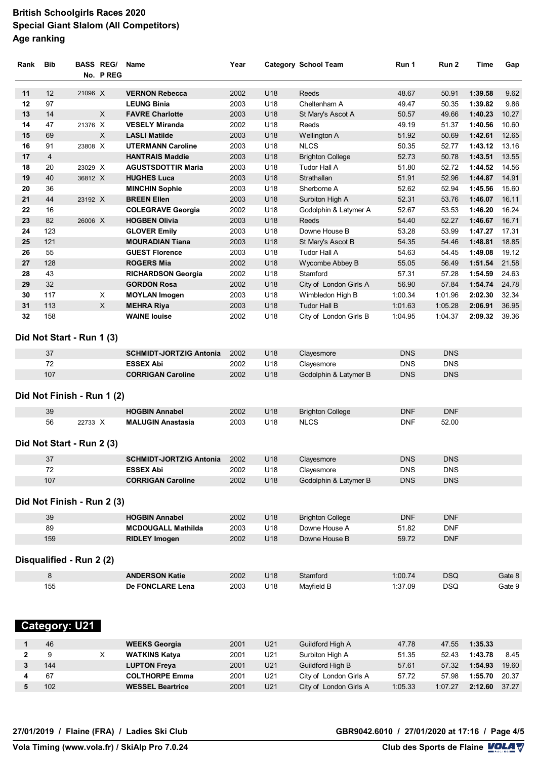# British Schoolgirls Races 2020
## Special Giant Slalom (All Competitors)
### Age ranking

| Rank | Bib | BASS No. | REG/ P REG | Name | Year | Category | School Team | Run 1 | Run 2 | Time | Gap |
|---|---|---|---|---|---|---|---|---|---|---|---|
| 11 | 12 | 21096 | X | VERNON Rebecca | 2002 | U18 | Reeds | 48.67 | 50.91 | 1:39.58 | 9.62 |
| 12 | 97 | | | LEUNG Binia | 2003 | U18 | Cheltenham A | 49.47 | 50.35 | 1:39.82 | 9.86 |
| 13 | 14 | | X | FAVRE Charlotte | 2003 | U18 | St Mary's Ascot A | 50.57 | 49.66 | 1:40.23 | 10.27 |
| 14 | 47 | 21376 | X | VESELY Miranda | 2002 | U18 | Reeds | 49.19 | 51.37 | 1:40.56 | 10.60 |
| 15 | 69 | | X | LASLI Matilde | 2003 | U18 | Wellington A | 51.92 | 50.69 | 1:42.61 | 12.65 |
| 16 | 91 | 23808 | X | UTERMANN Caroline | 2003 | U18 | NLCS | 50.35 | 52.77 | 1:43.12 | 13.16 |
| 17 | 4 | | | HANTRAIS Maddie | 2003 | U18 | Brighton College | 52.73 | 50.78 | 1:43.51 | 13.55 |
| 18 | 20 | 23029 | X | AGUSTSDOTTIR Maria | 2003 | U18 | Tudor Hall A | 51.80 | 52.72 | 1:44.52 | 14.56 |
| 19 | 40 | 36812 | X | HUGHES Luca | 2003 | U18 | Strathallan | 51.91 | 52.96 | 1:44.87 | 14.91 |
| 20 | 36 | | | MINCHIN Sophie | 2003 | U18 | Sherborne A | 52.62 | 52.94 | 1:45.56 | 15.60 |
| 21 | 44 | 23192 | X | BREEN Ellen | 2003 | U18 | Surbiton High A | 52.31 | 53.76 | 1:46.07 | 16.11 |
| 22 | 16 | | | COLEGRAVE Georgia | 2002 | U18 | Godolphin & Latymer A | 52.67 | 53.53 | 1:46.20 | 16.24 |
| 23 | 82 | 26006 | X | HOGBEN Olivia | 2003 | U18 | Reeds | 54.40 | 52.27 | 1:46.67 | 16.71 |
| 24 | 123 | | | GLOVER Emily | 2003 | U18 | Downe House B | 53.28 | 53.99 | 1:47.27 | 17.31 |
| 25 | 121 | | | MOURADIAN Tiana | 2003 | U18 | St Mary's Ascot B | 54.35 | 54.46 | 1:48.81 | 18.85 |
| 26 | 55 | | | GUEST Florence | 2003 | U18 | Tudor Hall A | 54.63 | 54.45 | 1:49.08 | 19.12 |
| 27 | 128 | | | ROGERS Mia | 2002 | U18 | Wycombe Abbey B | 55.05 | 56.49 | 1:51.54 | 21.58 |
| 28 | 43 | | | RICHARDSON Georgia | 2002 | U18 | Stamford | 57.31 | 57.28 | 1:54.59 | 24.63 |
| 29 | 32 | | | GORDON Rosa | 2002 | U18 | City of London Girls A | 56.90 | 57.84 | 1:54.74 | 24.78 |
| 30 | 117 | | X | MOYLAN Imogen | 2003 | U18 | Wimbledon High B | 1:00.34 | 1:01.96 | 2:02.30 | 32.34 |
| 31 | 113 | | X | MEHRA Riya | 2003 | U18 | Tudor Hall B | 1:01.63 | 1:05.28 | 2:06.91 | 36.95 |
| 32 | 158 | | | WAINE louise | 2002 | U18 | City of London Girls B | 1:04.95 | 1:04.37 | 2:09.32 | 39.36 |

### Did Not Start - Run 1 (3)

| Bib | BASS No. | REG/ P REG | Name | Year | Category | School Team | Run 1 | Run 2 |
|---|---|---|---|---|---|---|---|---|
| 37 | | | SCHMIDT-JORTZIG Antonia | 2002 | U18 | Clayesmore | DNS | DNS |
| 72 | | | ESSEX Abi | 2002 | U18 | Clayesmore | DNS | DNS |
| 107 | | | CORRIGAN Caroline | 2002 | U18 | Godolphin & Latymer B | DNS | DNS |

### Did Not Finish - Run 1 (2)

| Bib | BASS No. | REG/ P REG | Name | Year | Category | School Team | Run 1 | Run 2 |
|---|---|---|---|---|---|---|---|---|
| 39 | | | HOGBIN Annabel | 2002 | U18 | Brighton College | DNF | DNF |
| 56 | 22733 | X | MALUGIN Anastasia | 2003 | U18 | NLCS | DNF | 52.00 |

### Did Not Start - Run 2 (3)

| Bib | BASS No. | REG/ P REG | Name | Year | Category | School Team | Run 1 | Run 2 |
|---|---|---|---|---|---|---|---|---|
| 37 | | | SCHMIDT-JORTZIG Antonia | 2002 | U18 | Clayesmore | DNS | DNS |
| 72 | | | ESSEX Abi | 2002 | U18 | Clayesmore | DNS | DNS |
| 107 | | | CORRIGAN Caroline | 2002 | U18 | Godolphin & Latymer B | DNS | DNS |

### Did Not Finish - Run 2 (3)

| Bib | BASS No. | REG/ P REG | Name | Year | Category | School Team | Run 1 | Run 2 |
|---|---|---|---|---|---|---|---|---|
| 39 | | | HOGBIN Annabel | 2002 | U18 | Brighton College | DNF | DNF |
| 89 | | | MCDOUGALL Mathilda | 2003 | U18 | Downe House A | 51.82 | DNF |
| 159 | | | RIDLEY Imogen | 2002 | U18 | Downe House B | 59.72 | DNF |

### Disqualified - Run 2 (2)

| Bib | BASS No. | REG/ P REG | Name | Year | Category | School Team | Run 1 | Run 2 | Gap |
|---|---|---|---|---|---|---|---|---|---|
| 8 | | | ANDERSON Katie | 2002 | U18 | Stamford | 1:00.74 | DSQ | Gate 8 |
| 155 | | | De FONCLARE Lena | 2003 | U18 | Mayfield B | 1:37.09 | DSQ | Gate 9 |

## Category: U21

| Rank | Bib | BASS No. | REG/ P REG | Name | Year | Category | School Team | Run 1 | Run 2 | Time | Gap |
|---|---|---|---|---|---|---|---|---|---|---|---|
| 1 | 46 | | | WEEKS Georgia | 2001 | U21 | Guildford High A | 47.78 | 47.55 | 1:35.33 | |
| 2 | 9 | | X | WATKINS Katya | 2001 | U21 | Surbiton High A | 51.35 | 52.43 | 1:43.78 | 8.45 |
| 3 | 144 | | | LUPTON Freya | 2001 | U21 | Guildford High B | 57.61 | 57.32 | 1:54.93 | 19.60 |
| 4 | 67 | | | COLTHORPE Emma | 2001 | U21 | City of London Girls A | 57.72 | 57.98 | 1:55.70 | 20.37 |
| 5 | 102 | | | WESSEL Beartrice | 2001 | U21 | City of London Girls A | 1:05.33 | 1:07.27 | 2:12.60 | 37.27 |

27/01/2019 / Flaine (FRA) / Ladies Ski Club — GBR9042.6010 / 27/01/2020 at 17:16

Vola Timing (www.vola.fr) / SkiAlp Pro 7.0.24 — Club des Sports de Flaine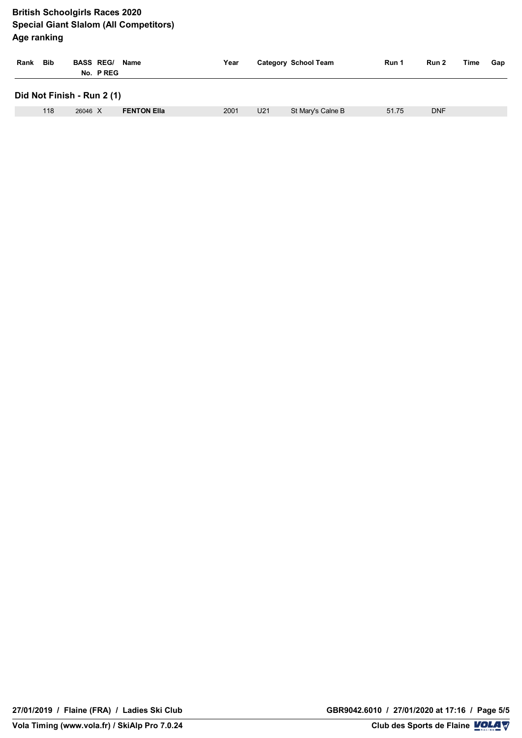# British Schoolgirls Races 2020
## Special Giant Slalom (All Competitors)
### Age ranking

| Rank | Bib | BASS No. | REG/ P REG | Name | Year | Category | School Team | Run 1 | Run 2 | Time | Gap |
|---|---|---|---|---|---|---|---|---|---|---|---|

**Did Not Finish - Run 2 (1)**

| Rank | Bib | BASS No. | REG/ P REG | Name | Year | Category | School Team | Run 1 | Run 2 | Time | Gap |
|---|---|---|---|---|---|---|---|---|---|---|---|
| | 118 | 26046 | X | **FENTON Ella** | 2001 | U21 | St Mary's Calne B | 51.75 | DNF | | |

27/01/2019 / Flaine (FRA) / Ladies Ski Club

GBR9042.6010 / 27/01/2020 at 17:16

Vola Timing (www.vola.fr) / SkiAlp Pro 7.0.24

Club des Sports de Flaine